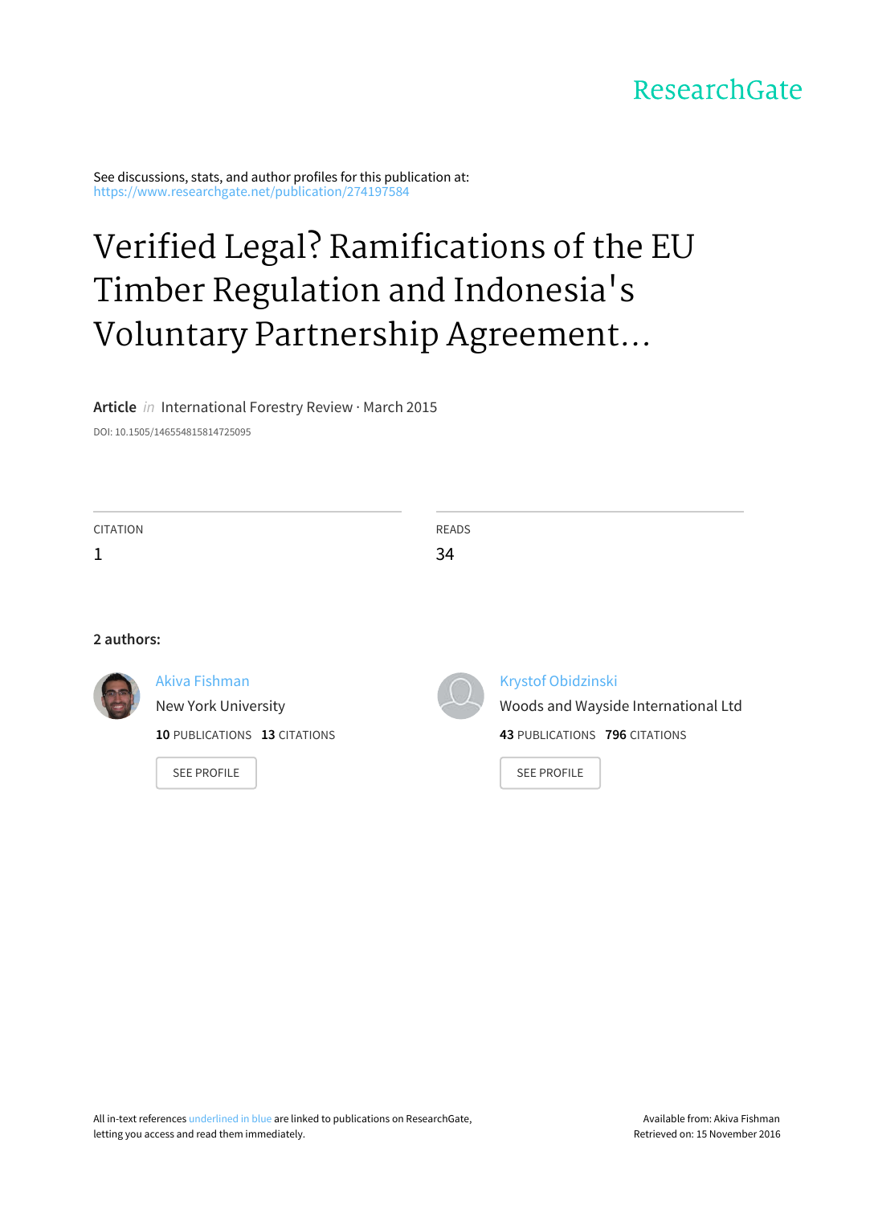ResearchGate

See discussions, stats, and author profiles for this publication at: https://www.researchgate.net/publication/274197584

# Verified Legal? Ramifications of the EU Timber Regulation and Indonesia's Voluntary Partnership Agreement...

**Article** *in* International Forestry Review · March 2015

DOI: 10.1505/146554815814725095

| CITATION | READS |
| --- | --- |
| 1 | 34 |

**2 authors:**

Akiva Fishman
New York University
**10** PUBLICATIONS **13** CITATIONS
SEE PROFILE

Krystof Obidzinski
Woods and Wayside International Ltd
**43** PUBLICATIONS **796** CITATIONS
SEE PROFILE

All in-text references underlined in blue are linked to publications on ResearchGate, letting you access and read them immediately.

Available from: Akiva Fishman
Retrieved on: 15 November 2016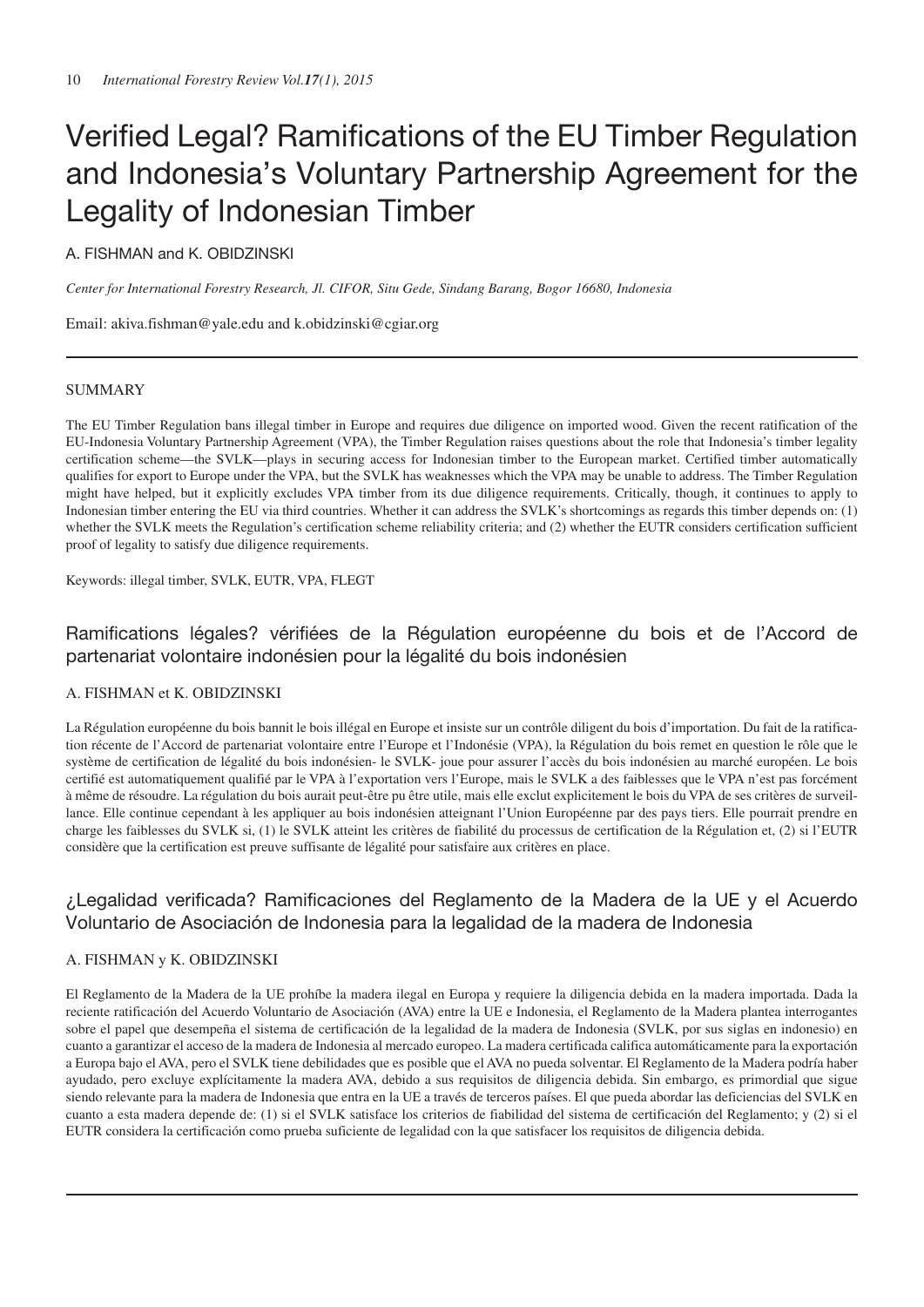# Verified Legal? Ramifications of the EU Timber Regulation and Indonesia's Voluntary Partnership Agreement for the Legality of Indonesian Timber

A. FISHMAN and K. OBIDZINSKI

*Center for International Forestry Research, Jl. CIFOR, Situ Gede, Sindang Barang, Bogor 16680, Indonesia*

Email: akiva.fishman@yale.edu and k.obidzinski@cgiar.org

## SUMMARY

The EU Timber Regulation bans illegal timber in Europe and requires due diligence on imported wood. Given the recent ratification of the EU-Indonesia Voluntary Partnership Agreement (VPA), the Timber Regulation raises questions about the role that Indonesia's timber legality certification scheme—the SVLK—plays in securing access for Indonesian timber to the European market. Certified timber automatically qualifies for export to Europe under the VPA, but the SVLK has weaknesses which the VPA may be unable to address. The Timber Regulation might have helped, but it explicitly excludes VPA timber from its due diligence requirements. Critically, though, it continues to apply to Indonesian timber entering the EU via third countries. Whether it can address the SVLK's shortcomings as regards this timber depends on: (1) whether the SVLK meets the Regulation's certification scheme reliability criteria; and (2) whether the EUTR considers certification sufficient proof of legality to satisfy due diligence requirements.

Keywords: illegal timber, SVLK, EUTR, VPA, FLEGT

## Ramifications légales? vérifiées de la Régulation européenne du bois et de l'Accord de partenariat volontaire indonésien pour la légalité du bois indonésien

A. FISHMAN et K. OBIDZINSKI

La Régulation européenne du bois bannit le bois illégal en Europe et insiste sur un contrôle diligent du bois d'importation. Du fait de la ratification récente de l'Accord de partenariat volontaire entre l'Europe et l'Indonésie (VPA), la Régulation du bois remet en question le rôle que le système de certification de légalité du bois indonésien- le SVLK- joue pour assurer l'accès du bois indonésien au marché européen. Le bois certifié est automatiquement qualifié par le VPA à l'exportation vers l'Europe, mais le SVLK a des faiblesses que le VPA n'est pas forcément à même de résoudre. La régulation du bois aurait peut-être pu être utile, mais elle exclut explicitement le bois du VPA de ses critères de surveillance. Elle continue cependant à les appliquer au bois indonésien atteignant l'Union Européenne par des pays tiers. Elle pourrait prendre en charge les faiblesses du SVLK si, (1) le SVLK atteint les critères de fiabilité du processus de certification de la Régulation et, (2) si l'EUTR considère que la certification est preuve suffisante de légalité pour satisfaire aux critères en place.

## ¿Legalidad verificada? Ramificaciones del Reglamento de la Madera de la UE y el Acuerdo Voluntario de Asociación de Indonesia para la legalidad de la madera de Indonesia

A. FISHMAN y K. OBIDZINSKI

El Reglamento de la Madera de la UE prohíbe la madera ilegal en Europa y requiere la diligencia debida en la madera importada. Dada la reciente ratificación del Acuerdo Voluntario de Asociación (AVA) entre la UE e Indonesia, el Reglamento de la Madera plantea interrogantes sobre el papel que desempeña el sistema de certificación de la legalidad de la madera de Indonesia (SVLK, por sus siglas en indonesio) en cuanto a garantizar el acceso de la madera de Indonesia al mercado europeo. La madera certificada califica automáticamente para la exportación a Europa bajo el AVA, pero el SVLK tiene debilidades que es posible que el AVA no pueda solventar. El Reglamento de la Madera podría haber ayudado, pero excluye explícitamente la madera AVA, debido a sus requisitos de diligencia debida. Sin embargo, es primordial que sigue siendo relevante para la madera de Indonesia que entra en la UE a través de terceros países. El que pueda abordar las deficiencias del SVLK en cuanto a esta madera depende de: (1) si el SVLK satisface los criterios de fiabilidad del sistema de certificación del Reglamento; y (2) si el EUTR considera la certificación como prueba suficiente de legalidad con la que satisfacer los requisitos de diligencia debida.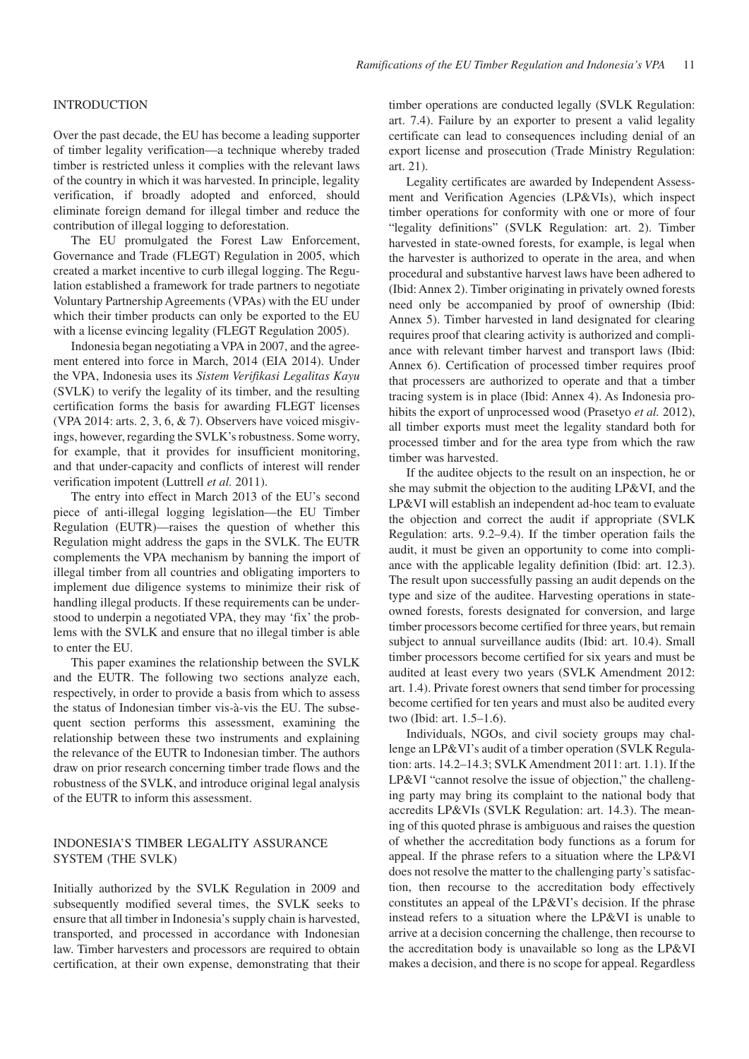## INTRODUCTION

Over the past decade, the EU has become a leading supporter of timber legality verification—a technique whereby traded timber is restricted unless it complies with the relevant laws of the country in which it was harvested. In principle, legality verification, if broadly adopted and enforced, should eliminate foreign demand for illegal timber and reduce the contribution of illegal logging to deforestation.

The EU promulgated the Forest Law Enforcement, Governance and Trade (FLEGT) Regulation in 2005, which created a market incentive to curb illegal logging. The Regulation established a framework for trade partners to negotiate Voluntary Partnership Agreements (VPAs) with the EU under which their timber products can only be exported to the EU with a license evincing legality (FLEGT Regulation 2005).

Indonesia began negotiating a VPA in 2007, and the agreement entered into force in March, 2014 (EIA 2014). Under the VPA, Indonesia uses its *Sistem Verifikasi Legalitas Kayu* (SVLK) to verify the legality of its timber, and the resulting certification forms the basis for awarding FLEGT licenses (VPA 2014: arts. 2, 3, 6, & 7). Observers have voiced misgivings, however, regarding the SVLK's robustness. Some worry, for example, that it provides for insufficient monitoring, and that under-capacity and conflicts of interest will render verification impotent (Luttrell *et al.* 2011).

The entry into effect in March 2013 of the EU's second piece of anti-illegal logging legislation—the EU Timber Regulation (EUTR)—raises the question of whether this Regulation might address the gaps in the SVLK. The EUTR complements the VPA mechanism by banning the import of illegal timber from all countries and obligating importers to implement due diligence systems to minimize their risk of handling illegal products. If these requirements can be understood to underpin a negotiated VPA, they may 'fix' the problems with the SVLK and ensure that no illegal timber is able to enter the EU.

This paper examines the relationship between the SVLK and the EUTR. The following two sections analyze each, respectively, in order to provide a basis from which to assess the status of Indonesian timber vis-à-vis the EU. The subsequent section performs this assessment, examining the relationship between these two instruments and explaining the relevance of the EUTR to Indonesian timber. The authors draw on prior research concerning timber trade flows and the robustness of the SVLK, and introduce original legal analysis of the EUTR to inform this assessment.

## INDONESIA'S TIMBER LEGALITY ASSURANCE SYSTEM (THE SVLK)

Initially authorized by the SVLK Regulation in 2009 and subsequently modified several times, the SVLK seeks to ensure that all timber in Indonesia's supply chain is harvested, transported, and processed in accordance with Indonesian law. Timber harvesters and processors are required to obtain certification, at their own expense, demonstrating that their timber operations are conducted legally (SVLK Regulation: art. 7.4). Failure by an exporter to present a valid legality certificate can lead to consequences including denial of an export license and prosecution (Trade Ministry Regulation: art. 21).

Legality certificates are awarded by Independent Assessment and Verification Agencies (LP&VIs), which inspect timber operations for conformity with one or more of four "legality definitions" (SVLK Regulation: art. 2). Timber harvested in state-owned forests, for example, is legal when the harvester is authorized to operate in the area, and when procedural and substantive harvest laws have been adhered to (Ibid: Annex 2). Timber originating in privately owned forests need only be accompanied by proof of ownership (Ibid: Annex 5). Timber harvested in land designated for clearing requires proof that clearing activity is authorized and compliance with relevant timber harvest and transport laws (Ibid: Annex 6). Certification of processed timber requires proof that processers are authorized to operate and that a timber tracing system is in place (Ibid: Annex 4). As Indonesia prohibits the export of unprocessed wood (Prasetyo *et al.* 2012), all timber exports must meet the legality standard both for processed timber and for the area type from which the raw timber was harvested.

If the auditee objects to the result on an inspection, he or she may submit the objection to the auditing LP&VI, and the LP&VI will establish an independent ad-hoc team to evaluate the objection and correct the audit if appropriate (SVLK Regulation: arts. 9.2–9.4). If the timber operation fails the audit, it must be given an opportunity to come into compliance with the applicable legality definition (Ibid: art. 12.3). The result upon successfully passing an audit depends on the type and size of the auditee. Harvesting operations in state-owned forests, forests designated for conversion, and large timber processors become certified for three years, but remain subject to annual surveillance audits (Ibid: art. 10.4). Small timber processors become certified for six years and must be audited at least every two years (SVLK Amendment 2012: art. 1.4). Private forest owners that send timber for processing become certified for ten years and must also be audited every two (Ibid: art. 1.5–1.6).

Individuals, NGOs, and civil society groups may challenge an LP&VI's audit of a timber operation (SVLK Regulation: arts. 14.2–14.3; SVLK Amendment 2011: art. 1.1). If the LP&VI "cannot resolve the issue of objection," the challenging party may bring its complaint to the national body that accredits LP&VIs (SVLK Regulation: art. 14.3). The meaning of this quoted phrase is ambiguous and raises the question of whether the accreditation body functions as a forum for appeal. If the phrase refers to a situation where the LP&VI does not resolve the matter to the challenging party's satisfaction, then recourse to the accreditation body effectively constitutes an appeal of the LP&VI's decision. If the phrase instead refers to a situation where the LP&VI is unable to arrive at a decision concerning the challenge, then recourse to the accreditation body is unavailable so long as the LP&VI makes a decision, and there is no scope for appeal. Regardless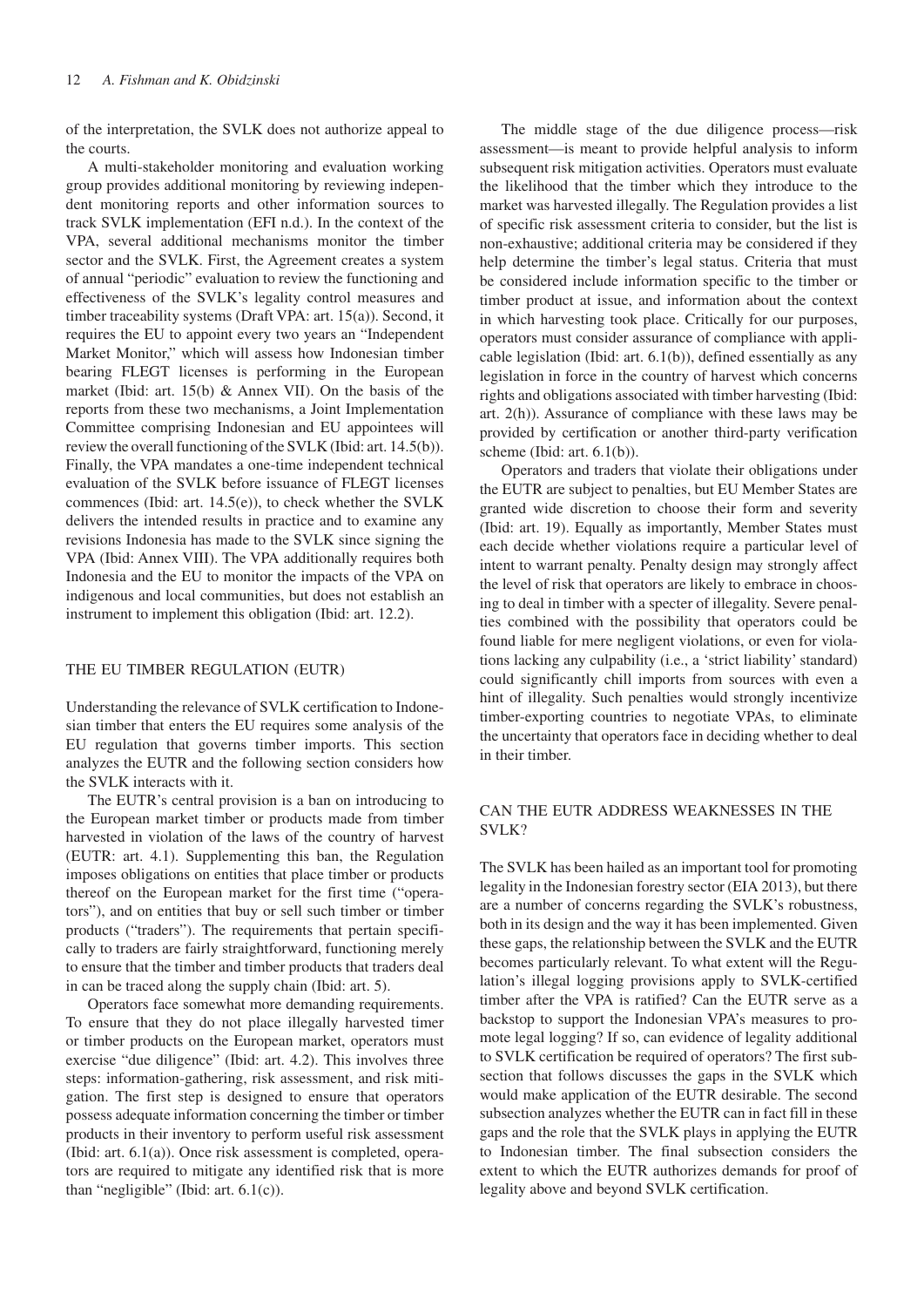of the interpretation, the SVLK does not authorize appeal to the courts.

A multi-stakeholder monitoring and evaluation working group provides additional monitoring by reviewing independent monitoring reports and other information sources to track SVLK implementation (EFI n.d.). In the context of the VPA, several additional mechanisms monitor the timber sector and the SVLK. First, the Agreement creates a system of annual "periodic" evaluation to review the functioning and effectiveness of the SVLK's legality control measures and timber traceability systems (Draft VPA: art. 15(a)). Second, it requires the EU to appoint every two years an "Independent Market Monitor," which will assess how Indonesian timber bearing FLEGT licenses is performing in the European market (Ibid: art. 15(b) & Annex VII). On the basis of the reports from these two mechanisms, a Joint Implementation Committee comprising Indonesian and EU appointees will review the overall functioning of the SVLK (Ibid: art. 14.5(b)). Finally, the VPA mandates a one-time independent technical evaluation of the SVLK before issuance of FLEGT licenses commences (Ibid: art. 14.5(e)), to check whether the SVLK delivers the intended results in practice and to examine any revisions Indonesia has made to the SVLK since signing the VPA (Ibid: Annex VIII). The VPA additionally requires both Indonesia and the EU to monitor the impacts of the VPA on indigenous and local communities, but does not establish an instrument to implement this obligation (Ibid: art. 12.2).

## THE EU TIMBER REGULATION (EUTR)

Understanding the relevance of SVLK certification to Indonesian timber that enters the EU requires some analysis of the EU regulation that governs timber imports. This section analyzes the EUTR and the following section considers how the SVLK interacts with it.

The EUTR's central provision is a ban on introducing to the European market timber or products made from timber harvested in violation of the laws of the country of harvest (EUTR: art. 4.1). Supplementing this ban, the Regulation imposes obligations on entities that place timber or products thereof on the European market for the first time ("operators"), and on entities that buy or sell such timber or timber products ("traders"). The requirements that pertain specifically to traders are fairly straightforward, functioning merely to ensure that the timber and timber products that traders deal in can be traced along the supply chain (Ibid: art. 5).

Operators face somewhat more demanding requirements. To ensure that they do not place illegally harvested timer or timber products on the European market, operators must exercise "due diligence" (Ibid: art. 4.2). This involves three steps: information-gathering, risk assessment, and risk mitigation. The first step is designed to ensure that operators possess adequate information concerning the timber or timber products in their inventory to perform useful risk assessment (Ibid: art. 6.1(a)). Once risk assessment is completed, operators are required to mitigate any identified risk that is more than "negligible" (Ibid: art. 6.1(c)).

The middle stage of the due diligence process—risk assessment—is meant to provide helpful analysis to inform subsequent risk mitigation activities. Operators must evaluate the likelihood that the timber which they introduce to the market was harvested illegally. The Regulation provides a list of specific risk assessment criteria to consider, but the list is non-exhaustive; additional criteria may be considered if they help determine the timber's legal status. Criteria that must be considered include information specific to the timber or timber product at issue, and information about the context in which harvesting took place. Critically for our purposes, operators must consider assurance of compliance with applicable legislation (Ibid: art. 6.1(b)), defined essentially as any legislation in force in the country of harvest which concerns rights and obligations associated with timber harvesting (Ibid: art. 2(h)). Assurance of compliance with these laws may be provided by certification or another third-party verification scheme (Ibid: art. 6.1(b)).

Operators and traders that violate their obligations under the EUTR are subject to penalties, but EU Member States are granted wide discretion to choose their form and severity (Ibid: art. 19). Equally as importantly, Member States must each decide whether violations require a particular level of intent to warrant penalty. Penalty design may strongly affect the level of risk that operators are likely to embrace in choosing to deal in timber with a specter of illegality. Severe penalties combined with the possibility that operators could be found liable for mere negligent violations, or even for violations lacking any culpability (i.e., a 'strict liability' standard) could significantly chill imports from sources with even a hint of illegality. Such penalties would strongly incentivize timber-exporting countries to negotiate VPAs, to eliminate the uncertainty that operators face in deciding whether to deal in their timber.

## CAN THE EUTR ADDRESS WEAKNESSES IN THE SVLK?

The SVLK has been hailed as an important tool for promoting legality in the Indonesian forestry sector (EIA 2013), but there are a number of concerns regarding the SVLK's robustness, both in its design and the way it has been implemented. Given these gaps, the relationship between the SVLK and the EUTR becomes particularly relevant. To what extent will the Regulation's illegal logging provisions apply to SVLK-certified timber after the VPA is ratified? Can the EUTR serve as a backstop to support the Indonesian VPA's measures to promote legal logging? If so, can evidence of legality additional to SVLK certification be required of operators? The first subsection that follows discusses the gaps in the SVLK which would make application of the EUTR desirable. The second subsection analyzes whether the EUTR can in fact fill in these gaps and the role that the SVLK plays in applying the EUTR to Indonesian timber. The final subsection considers the extent to which the EUTR authorizes demands for proof of legality above and beyond SVLK certification.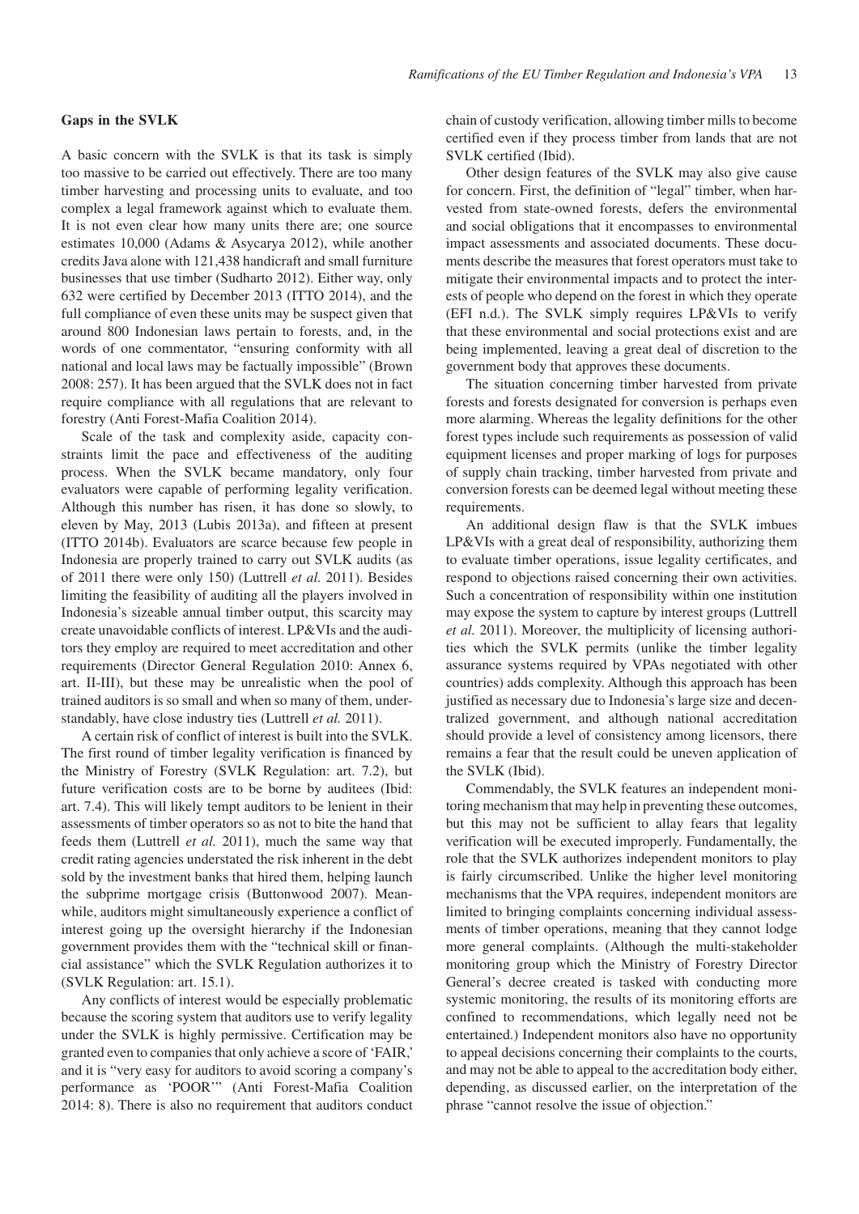### Gaps in the SVLK

A basic concern with the SVLK is that its task is simply too massive to be carried out effectively. There are too many timber harvesting and processing units to evaluate, and too complex a legal framework against which to evaluate them. It is not even clear how many units there are; one source estimates 10,000 (Adams & Asycarya 2012), while another credits Java alone with 121,438 handicraft and small furniture businesses that use timber (Sudharto 2012). Either way, only 632 were certified by December 2013 (ITTO 2014), and the full compliance of even these units may be suspect given that around 800 Indonesian laws pertain to forests, and, in the words of one commentator, "ensuring conformity with all national and local laws may be factually impossible" (Brown 2008: 257). It has been argued that the SVLK does not in fact require compliance with all regulations that are relevant to forestry (Anti Forest-Mafia Coalition 2014).

Scale of the task and complexity aside, capacity constraints limit the pace and effectiveness of the auditing process. When the SVLK became mandatory, only four evaluators were capable of performing legality verification. Although this number has risen, it has done so slowly, to eleven by May, 2013 (Lubis 2013a), and fifteen at present (ITTO 2014b). Evaluators are scarce because few people in Indonesia are properly trained to carry out SVLK audits (as of 2011 there were only 150) (Luttrell *et al.* 2011). Besides limiting the feasibility of auditing all the players involved in Indonesia's sizeable annual timber output, this scarcity may create unavoidable conflicts of interest. LP&VIs and the auditors they employ are required to meet accreditation and other requirements (Director General Regulation 2010: Annex 6, art. II-III), but these may be unrealistic when the pool of trained auditors is so small and when so many of them, understandably, have close industry ties (Luttrell *et al.* 2011).

A certain risk of conflict of interest is built into the SVLK. The first round of timber legality verification is financed by the Ministry of Forestry (SVLK Regulation: art. 7.2), but future verification costs are to be borne by auditees (Ibid: art. 7.4). This will likely tempt auditors to be lenient in their assessments of timber operators so as not to bite the hand that feeds them (Luttrell *et al.* 2011), much the same way that credit rating agencies understated the risk inherent in the debt sold by the investment banks that hired them, helping launch the subprime mortgage crisis (Buttonwood 2007). Meanwhile, auditors might simultaneously experience a conflict of interest going up the oversight hierarchy if the Indonesian government provides them with the "technical skill or financial assistance" which the SVLK Regulation authorizes it to (SVLK Regulation: art. 15.1).

Any conflicts of interest would be especially problematic because the scoring system that auditors use to verify legality under the SVLK is highly permissive. Certification may be granted even to companies that only achieve a score of 'FAIR,' and it is "very easy for auditors to avoid scoring a company's performance as 'POOR'" (Anti Forest-Mafia Coalition 2014: 8). There is also no requirement that auditors conduct chain of custody verification, allowing timber mills to become certified even if they process timber from lands that are not SVLK certified (Ibid).

Other design features of the SVLK may also give cause for concern. First, the definition of "legal" timber, when harvested from state-owned forests, defers the environmental and social obligations that it encompasses to environmental impact assessments and associated documents. These documents describe the measures that forest operators must take to mitigate their environmental impacts and to protect the interests of people who depend on the forest in which they operate (EFI n.d.). The SVLK simply requires LP&VIs to verify that these environmental and social protections exist and are being implemented, leaving a great deal of discretion to the government body that approves these documents.

The situation concerning timber harvested from private forests and forests designated for conversion is perhaps even more alarming. Whereas the legality definitions for the other forest types include such requirements as possession of valid equipment licenses and proper marking of logs for purposes of supply chain tracking, timber harvested from private and conversion forests can be deemed legal without meeting these requirements.

An additional design flaw is that the SVLK imbues LP&VIs with a great deal of responsibility, authorizing them to evaluate timber operations, issue legality certificates, and respond to objections raised concerning their own activities. Such a concentration of responsibility within one institution may expose the system to capture by interest groups (Luttrell *et al.* 2011). Moreover, the multiplicity of licensing authorities which the SVLK permits (unlike the timber legality assurance systems required by VPAs negotiated with other countries) adds complexity. Although this approach has been justified as necessary due to Indonesia's large size and decentralized government, and although national accreditation should provide a level of consistency among licensors, there remains a fear that the result could be uneven application of the SVLK (Ibid).

Commendably, the SVLK features an independent monitoring mechanism that may help in preventing these outcomes, but this may not be sufficient to allay fears that legality verification will be executed improperly. Fundamentally, the role that the SVLK authorizes independent monitors to play is fairly circumscribed. Unlike the higher level monitoring mechanisms that the VPA requires, independent monitors are limited to bringing complaints concerning individual assessments of timber operations, meaning that they cannot lodge more general complaints. (Although the multi-stakeholder monitoring group which the Ministry of Forestry Director General's decree created is tasked with conducting more systemic monitoring, the results of its monitoring efforts are confined to recommendations, which legally need not be entertained.) Independent monitors also have no opportunity to appeal decisions concerning their complaints to the courts, and may not be able to appeal to the accreditation body either, depending, as discussed earlier, on the interpretation of the phrase "cannot resolve the issue of objection."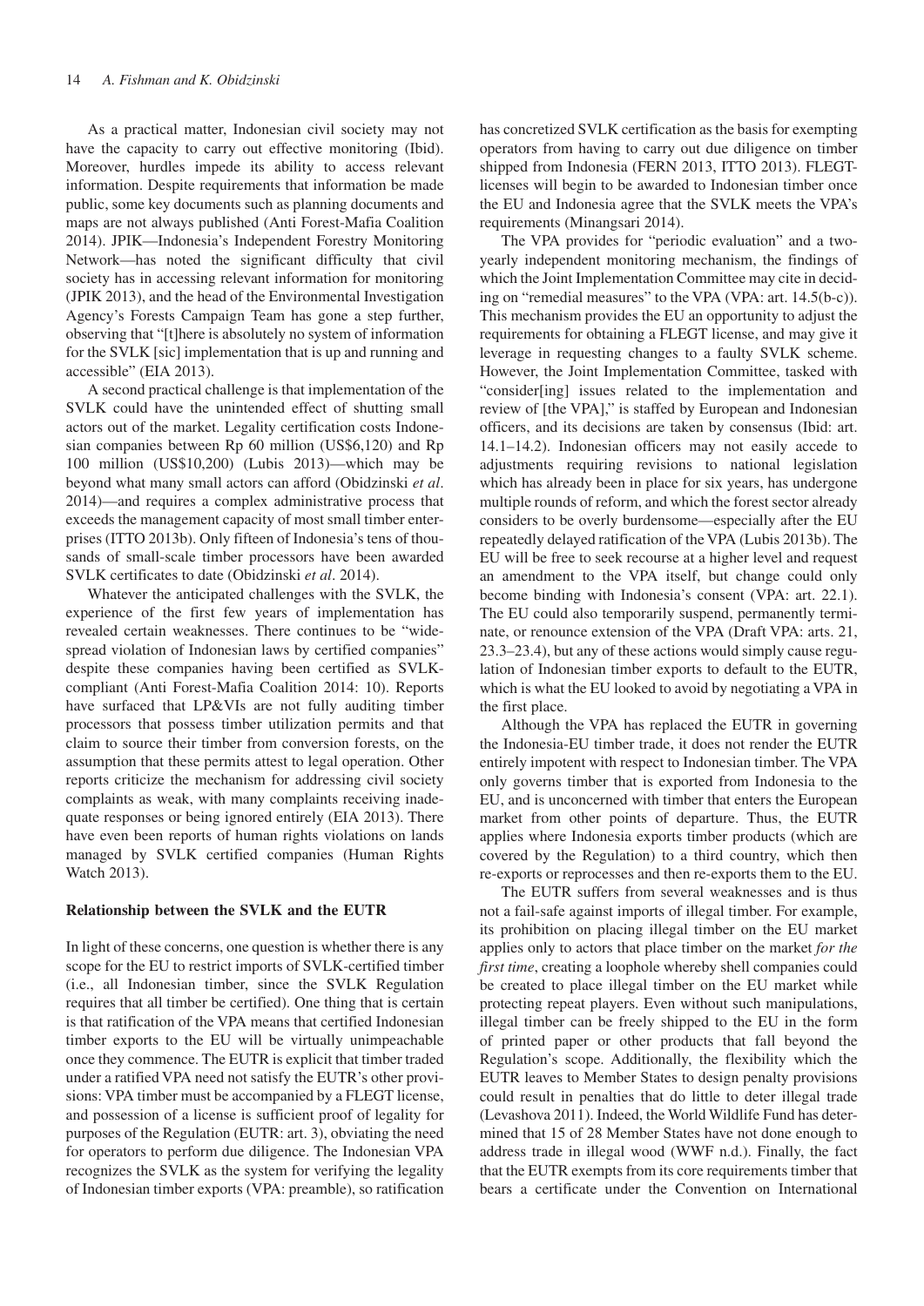As a practical matter, Indonesian civil society may not have the capacity to carry out effective monitoring (Ibid). Moreover, hurdles impede its ability to access relevant information. Despite requirements that information be made public, some key documents such as planning documents and maps are not always published (Anti Forest-Mafia Coalition 2014). JPIK—Indonesia's Independent Forestry Monitoring Network—has noted the significant difficulty that civil society has in accessing relevant information for monitoring (JPIK 2013), and the head of the Environmental Investigation Agency's Forests Campaign Team has gone a step further, observing that "[t]here is absolutely no system of information for the SVLK [sic] implementation that is up and running and accessible" (EIA 2013).

A second practical challenge is that implementation of the SVLK could have the unintended effect of shutting small actors out of the market. Legality certification costs Indonesian companies between Rp 60 million (US$6,120) and Rp 100 million (US$10,200) (Lubis 2013)—which may be beyond what many small actors can afford (Obidzinski *et al*. 2014)—and requires a complex administrative process that exceeds the management capacity of most small timber enterprises (ITTO 2013b). Only fifteen of Indonesia's tens of thousands of small-scale timber processors have been awarded SVLK certificates to date (Obidzinski *et al*. 2014).

Whatever the anticipated challenges with the SVLK, the experience of the first few years of implementation has revealed certain weaknesses. There continues to be "widespread violation of Indonesian laws by certified companies" despite these companies having been certified as SVLK-compliant (Anti Forest-Mafia Coalition 2014: 10). Reports have surfaced that LP&VIs are not fully auditing timber processors that possess timber utilization permits and that claim to source their timber from conversion forests, on the assumption that these permits attest to legal operation. Other reports criticize the mechanism for addressing civil society complaints as weak, with many complaints receiving inadequate responses or being ignored entirely (EIA 2013). There have even been reports of human rights violations on lands managed by SVLK certified companies (Human Rights Watch 2013).

### Relationship between the SVLK and the EUTR

In light of these concerns, one question is whether there is any scope for the EU to restrict imports of SVLK-certified timber (i.e., all Indonesian timber, since the SVLK Regulation requires that all timber be certified). One thing that is certain is that ratification of the VPA means that certified Indonesian timber exports to the EU will be virtually unimpeachable once they commence. The EUTR is explicit that timber traded under a ratified VPA need not satisfy the EUTR's other provisions: VPA timber must be accompanied by a FLEGT license, and possession of a license is sufficient proof of legality for purposes of the Regulation (EUTR: art. 3), obviating the need for operators to perform due diligence. The Indonesian VPA recognizes the SVLK as the system for verifying the legality of Indonesian timber exports (VPA: preamble), so ratification has concretized SVLK certification as the basis for exempting operators from having to carry out due diligence on timber shipped from Indonesia (FERN 2013, ITTO 2013). FLEGT-licenses will begin to be awarded to Indonesian timber once the EU and Indonesia agree that the SVLK meets the VPA's requirements (Minangsari 2014).

The VPA provides for "periodic evaluation" and a two-yearly independent monitoring mechanism, the findings of which the Joint Implementation Committee may cite in deciding on "remedial measures" to the VPA (VPA: art. 14.5(b-c)). This mechanism provides the EU an opportunity to adjust the requirements for obtaining a FLEGT license, and may give it leverage in requesting changes to a faulty SVLK scheme. However, the Joint Implementation Committee, tasked with "consider[ing] issues related to the implementation and review of [the VPA]," is staffed by European and Indonesian officers, and its decisions are taken by consensus (Ibid: art. 14.1–14.2). Indonesian officers may not easily accede to adjustments requiring revisions to national legislation which has already been in place for six years, has undergone multiple rounds of reform, and which the forest sector already considers to be overly burdensome—especially after the EU repeatedly delayed ratification of the VPA (Lubis 2013b). The EU will be free to seek recourse at a higher level and request an amendment to the VPA itself, but change could only become binding with Indonesia's consent (VPA: art. 22.1). The EU could also temporarily suspend, permanently terminate, or renounce extension of the VPA (Draft VPA: arts. 21, 23.3–23.4), but any of these actions would simply cause regulation of Indonesian timber exports to default to the EUTR, which is what the EU looked to avoid by negotiating a VPA in the first place.

Although the VPA has replaced the EUTR in governing the Indonesia-EU timber trade, it does not render the EUTR entirely impotent with respect to Indonesian timber. The VPA only governs timber that is exported from Indonesia to the EU, and is unconcerned with timber that enters the European market from other points of departure. Thus, the EUTR applies where Indonesia exports timber products (which are covered by the Regulation) to a third country, which then re-exports or reprocesses and then re-exports them to the EU.

The EUTR suffers from several weaknesses and is thus not a fail-safe against imports of illegal timber. For example, its prohibition on placing illegal timber on the EU market applies only to actors that place timber on the market *for the first time*, creating a loophole whereby shell companies could be created to place illegal timber on the EU market while protecting repeat players. Even without such manipulations, illegal timber can be freely shipped to the EU in the form of printed paper or other products that fall beyond the Regulation's scope. Additionally, the flexibility which the EUTR leaves to Member States to design penalty provisions could result in penalties that do little to deter illegal trade (Levashova 2011). Indeed, the World Wildlife Fund has determined that 15 of 28 Member States have not done enough to address trade in illegal wood (WWF n.d.). Finally, the fact that the EUTR exempts from its core requirements timber that bears a certificate under the Convention on International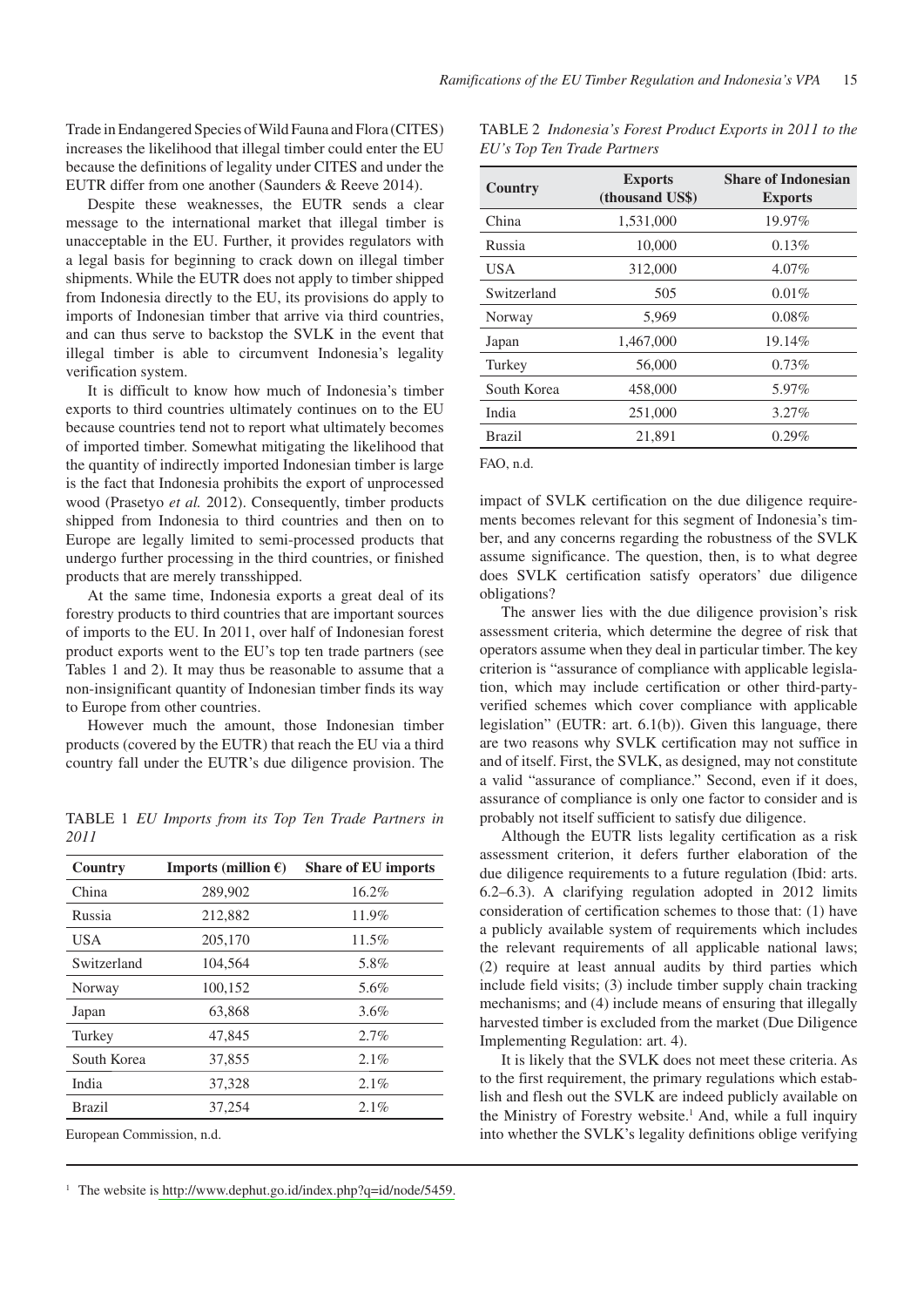Trade in Endangered Species of Wild Fauna and Flora (CITES) increases the likelihood that illegal timber could enter the EU because the definitions of legality under CITES and under the EUTR differ from one another (Saunders & Reeve 2014).

Despite these weaknesses, the EUTR sends a clear message to the international market that illegal timber is unacceptable in the EU. Further, it provides regulators with a legal basis for beginning to crack down on illegal timber shipments. While the EUTR does not apply to timber shipped from Indonesia directly to the EU, its provisions do apply to imports of Indonesian timber that arrive via third countries, and can thus serve to backstop the SVLK in the event that illegal timber is able to circumvent Indonesia's legality verification system.

It is difficult to know how much of Indonesia's timber exports to third countries ultimately continues on to the EU because countries tend not to report what ultimately becomes of imported timber. Somewhat mitigating the likelihood that the quantity of indirectly imported Indonesian timber is large is the fact that Indonesia prohibits the export of unprocessed wood (Prasetyo *et al.* 2012). Consequently, timber products shipped from Indonesia to third countries and then on to Europe are legally limited to semi-processed products that undergo further processing in the third countries, or finished products that are merely transshipped.

At the same time, Indonesia exports a great deal of its forestry products to third countries that are important sources of imports to the EU. In 2011, over half of Indonesian forest product exports went to the EU's top ten trade partners (see Tables 1 and 2). It may thus be reasonable to assume that a non-insignificant quantity of Indonesian timber finds its way to Europe from other countries.

However much the amount, those Indonesian timber products (covered by the EUTR) that reach the EU via a third country fall under the EUTR's due diligence provision. The impact of SVLK certification on the due diligence requirements becomes relevant for this segment of Indonesia's timber, and any concerns regarding the robustness of the SVLK assume significance. The question, then, is to what degree does SVLK certification satisfy operators' due diligence obligations?

TABLE 1 *EU Imports from its Top Ten Trade Partners in 2011*

| Country | Imports (million €) | Share of EU imports |
|---|---|---|
| China | 289,902 | 16.2% |
| Russia | 212,882 | 11.9% |
| USA | 205,170 | 11.5% |
| Switzerland | 104,564 | 5.8% |
| Norway | 100,152 | 5.6% |
| Japan | 63,868 | 3.6% |
| Turkey | 47,845 | 2.7% |
| South Korea | 37,855 | 2.1% |
| India | 37,328 | 2.1% |
| Brazil | 37,254 | 2.1% |

European Commission, n.d.

TABLE 2 *Indonesia's Forest Product Exports in 2011 to the EU's Top Ten Trade Partners*

| Country | Exports (thousand US$) | Share of Indonesian Exports |
|---|---|---|
| China | 1,531,000 | 19.97% |
| Russia | 10,000 | 0.13% |
| USA | 312,000 | 4.07% |
| Switzerland | 505 | 0.01% |
| Norway | 5,969 | 0.08% |
| Japan | 1,467,000 | 19.14% |
| Turkey | 56,000 | 0.73% |
| South Korea | 458,000 | 5.97% |
| India | 251,000 | 3.27% |
| Brazil | 21,891 | 0.29% |

FAO, n.d.

The answer lies with the due diligence provision's risk assessment criteria, which determine the degree of risk that operators assume when they deal in particular timber. The key criterion is "assurance of compliance with applicable legislation, which may include certification or other third-party-verified schemes which cover compliance with applicable legislation" (EUTR: art. 6.1(b)). Given this language, there are two reasons why SVLK certification may not suffice in and of itself. First, the SVLK, as designed, may not constitute a valid "assurance of compliance." Second, even if it does, assurance of compliance is only one factor to consider and is probably not itself sufficient to satisfy due diligence.

Although the EUTR lists legality certification as a risk assessment criterion, it defers further elaboration of the due diligence requirements to a future regulation (Ibid: arts. 6.2–6.3). A clarifying regulation adopted in 2012 limits consideration of certification schemes to those that: (1) have a publicly available system of requirements which includes the relevant requirements of all applicable national laws; (2) require at least annual audits by third parties which include field visits; (3) include timber supply chain tracking mechanisms; and (4) include means of ensuring that illegally harvested timber is excluded from the market (Due Diligence Implementing Regulation: art. 4).

It is likely that the SVLK does not meet these criteria. As to the first requirement, the primary regulations which establish and flesh out the SVLK are indeed publicly available on the Ministry of Forestry website.[1] And, while a full inquiry into whether the SVLK's legality definitions oblige verifying

[1] The website is http://www.dephut.go.id/index.php?q=id/node/5459.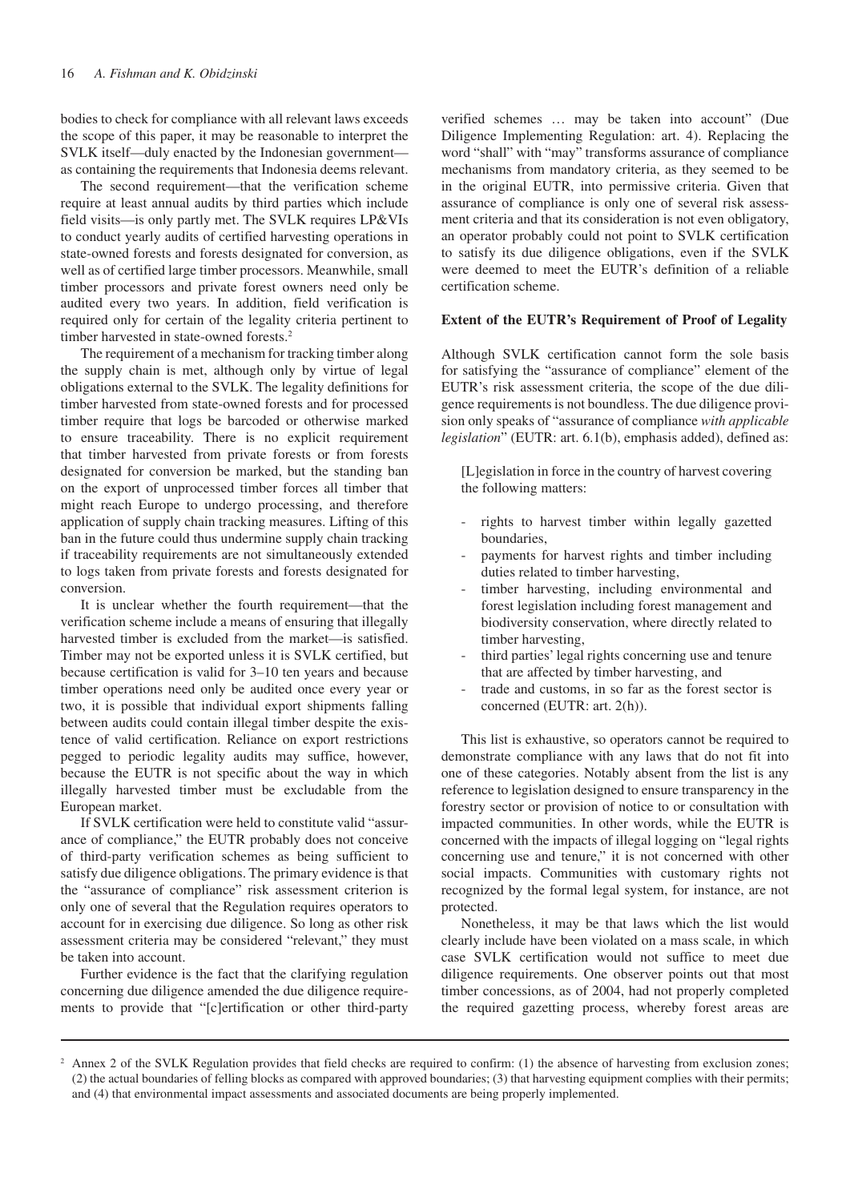bodies to check for compliance with all relevant laws exceeds the scope of this paper, it may be reasonable to interpret the SVLK itself—duly enacted by the Indonesian government—as containing the requirements that Indonesia deems relevant.

The second requirement—that the verification scheme require at least annual audits by third parties which include field visits—is only partly met. The SVLK requires LP&VIs to conduct yearly audits of certified harvesting operations in state-owned forests and forests designated for conversion, as well as of certified large timber processors. Meanwhile, small timber processors and private forest owners need only be audited every two years. In addition, field verification is required only for certain of the legality criteria pertinent to timber harvested in state-owned forests.[2]

The requirement of a mechanism for tracking timber along the supply chain is met, although only by virtue of legal obligations external to the SVLK. The legality definitions for timber harvested from state-owned forests and for processed timber require that logs be barcoded or otherwise marked to ensure traceability. There is no explicit requirement that timber harvested from private forests or from forests designated for conversion be marked, but the standing ban on the export of unprocessed timber forces all timber that might reach Europe to undergo processing, and therefore application of supply chain tracking measures. Lifting of this ban in the future could thus undermine supply chain tracking if traceability requirements are not simultaneously extended to logs taken from private forests and forests designated for conversion.

It is unclear whether the fourth requirement—that the verification scheme include a means of ensuring that illegally harvested timber is excluded from the market—is satisfied. Timber may not be exported unless it is SVLK certified, but because certification is valid for 3–10 ten years and because timber operations need only be audited once every year or two, it is possible that individual export shipments falling between audits could contain illegal timber despite the existence of valid certification. Reliance on export restrictions pegged to periodic legality audits may suffice, however, because the EUTR is not specific about the way in which illegally harvested timber must be excludable from the European market.

If SVLK certification were held to constitute valid "assurance of compliance," the EUTR probably does not conceive of third-party verification schemes as being sufficient to satisfy due diligence obligations. The primary evidence is that the "assurance of compliance" risk assessment criterion is only one of several that the Regulation requires operators to account for in exercising due diligence. So long as other risk assessment criteria may be considered "relevant," they must be taken into account.

Further evidence is the fact that the clarifying regulation concerning due diligence amended the due diligence requirements to provide that "[c]ertification or other third-party verified schemes … may be taken into account" (Due Diligence Implementing Regulation: art. 4). Replacing the word "shall" with "may" transforms assurance of compliance mechanisms from mandatory criteria, as they seemed to be in the original EUTR, into permissive criteria. Given that assurance of compliance is only one of several risk assessment criteria and that its consideration is not even obligatory, an operator probably could not point to SVLK certification to satisfy its due diligence obligations, even if the SVLK were deemed to meet the EUTR's definition of a reliable certification scheme.

### Extent of the EUTR's Requirement of Proof of Legality

Although SVLK certification cannot form the sole basis for satisfying the "assurance of compliance" element of the EUTR's risk assessment criteria, the scope of the due diligence requirements is not boundless. The due diligence provision only speaks of "assurance of compliance *with applicable legislation*" (EUTR: art. 6.1(b), emphasis added), defined as:

> [L]egislation in force in the country of harvest covering the following matters:
>
> - rights to harvest timber within legally gazetted boundaries,
> - payments for harvest rights and timber including duties related to timber harvesting,
> - timber harvesting, including environmental and forest legislation including forest management and biodiversity conservation, where directly related to timber harvesting,
> - third parties' legal rights concerning use and tenure that are affected by timber harvesting, and
> - trade and customs, in so far as the forest sector is concerned (EUTR: art. 2(h)).

This list is exhaustive, so operators cannot be required to demonstrate compliance with any laws that do not fit into one of these categories. Notably absent from the list is any reference to legislation designed to ensure transparency in the forestry sector or provision of notice to or consultation with impacted communities. In other words, while the EUTR is concerned with the impacts of illegal logging on "legal rights concerning use and tenure," it is not concerned with other social impacts. Communities with customary rights not recognized by the formal legal system, for instance, are not protected.

Nonetheless, it may be that laws which the list would clearly include have been violated on a mass scale, in which case SVLK certification would not suffice to meet due diligence requirements. One observer points out that most timber concessions, as of 2004, had not properly completed the required gazetting process, whereby forest areas are

[2] Annex 2 of the SVLK Regulation provides that field checks are required to confirm: (1) the absence of harvesting from exclusion zones; (2) the actual boundaries of felling blocks as compared with approved boundaries; (3) that harvesting equipment complies with their permits; and (4) that environmental impact assessments and associated documents are being properly implemented.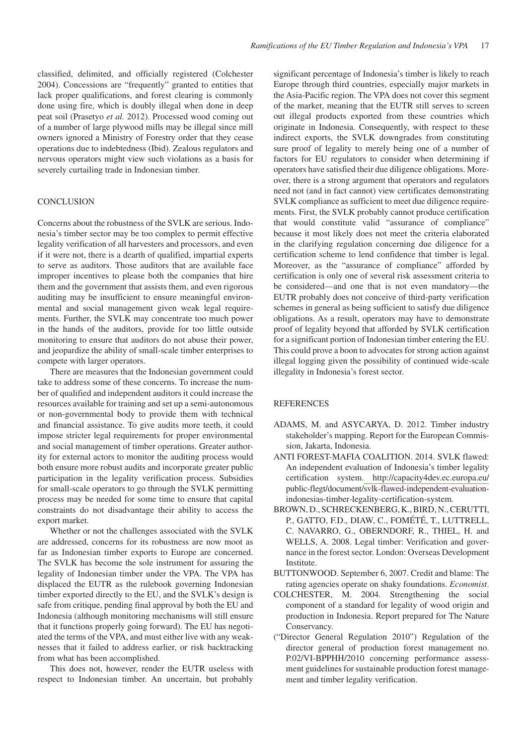classified, delimited, and officially registered (Colchester 2004). Concessions are "frequently" granted to entities that lack proper qualifications, and forest clearing is commonly done using fire, which is doubly illegal when done in deep peat soil (Prasetyo *et al.* 2012). Processed wood coming out of a number of large plywood mills may be illegal since mill owners ignored a Ministry of Forestry order that they cease operations due to indebtedness (Ibid). Zealous regulators and nervous operators might view such violations as a basis for severely curtailing trade in Indonesian timber.

## CONCLUSION

Concerns about the robustness of the SVLK are serious. Indonesia's timber sector may be too complex to permit effective legality verification of all harvesters and processors, and even if it were not, there is a dearth of qualified, impartial experts to serve as auditors. Those auditors that are available face improper incentives to please both the companies that hire them and the government that assists them, and even rigorous auditing may be insufficient to ensure meaningful environmental and social management given weak legal requirements. Further, the SVLK may concentrate too much power in the hands of the auditors, provide for too little outside monitoring to ensure that auditors do not abuse their power, and jeopardize the ability of small-scale timber enterprises to compete with larger operators.

There are measures that the Indonesian government could take to address some of these concerns. To increase the number of qualified and independent auditors it could increase the resources available for training and set up a semi-autonomous or non-governmental body to provide them with technical and financial assistance. To give audits more teeth, it could impose stricter legal requirements for proper environmental and social management of timber operations. Greater authority for external actors to monitor the auditing process would both ensure more robust audits and incorporate greater public participation in the legality verification process. Subsidies for small-scale operators to go through the SVLK permitting process may be needed for some time to ensure that capital constraints do not disadvantage their ability to access the export market.

Whether or not the challenges associated with the SVLK are addressed, concerns for its robustness are now moot as far as Indonesian timber exports to Europe are concerned. The SVLK has become the sole instrument for assuring the legality of Indonesian timber under the VPA. The VPA has displaced the EUTR as the rulebook governing Indonesian timber exported directly to the EU, and the SVLK's design is safe from critique, pending final approval by both the EU and Indonesia (although monitoring mechanisms will still ensure that it functions properly going forward). The EU has negotiated the terms of the VPA, and must either live with any weaknesses that it failed to address earlier, or risk backtracking from what has been accomplished.

This does not, however, render the EUTR useless with respect to Indonesian timber. An uncertain, but probably significant percentage of Indonesia's timber is likely to reach Europe through third countries, especially major markets in the Asia-Pacific region. The VPA does not cover this segment of the market, meaning that the EUTR still serves to screen out illegal products exported from these countries which originate in Indonesia. Consequently, with respect to these indirect exports, the SVLK downgrades from constituting sure proof of legality to merely being one of a number of factors for EU regulators to consider when determining if operators have satisfied their due diligence obligations. Moreover, there is a strong argument that operators and regulators need not (and in fact cannot) view certificates demonstrating SVLK compliance as sufficient to meet due diligence requirements. First, the SVLK probably cannot produce certification that would constitute valid "assurance of compliance" because it most likely does not meet the criteria elaborated in the clarifying regulation concerning due diligence for a certification scheme to lend confidence that timber is legal. Moreover, as the "assurance of compliance" afforded by certification is only one of several risk assessment criteria to be considered—and one that is not even mandatory—the EUTR probably does not conceive of third-party verification schemes in general as being sufficient to satisfy due diligence obligations. As a result, operators may have to demonstrate proof of legality beyond that afforded by SVLK certification for a significant portion of Indonesian timber entering the EU. This could prove a boon to advocates for strong action against illegal logging given the possibility of continued wide-scale illegality in Indonesia's forest sector.

## REFERENCES

- ADAMS, M. and ASYCARYA, D. 2012. Timber industry stakeholder's mapping. Report for the European Commission, Jakarta, Indonesia.
- ANTI FOREST-MAFIA COALITION. 2014. SVLK flawed: An independent evaluation of Indonesia's timber legality certification system. http://capacity4dev.ec.europa.eu/public-flegt/document/svlk-flawed-independent-evaluation-indonesias-timber-legality-certification-system.
- BROWN, D., SCHRECKENBERG, K., BIRD, N., CERUTTI, P., GATTO, F.D., DIAW, C., FOMÉTÉ, T., LUTTRELL, C. NAVARRO, G., OBERNDORF, R., THIEL, H. and WELLS, A. 2008. Legal timber: Verification and governance in the forest sector. London: Overseas Development Institute.
- BUTTONWOOD. September 6, 2007. Credit and blame: The rating agencies operate on shaky foundations. *Economist*.
- COLCHESTER, M. 2004. Strengthening the social component of a standard for legality of wood origin and production in Indonesia. Report prepared for The Nature Conservancy.
- ("Director General Regulation 2010") Regulation of the director general of production forest management no. P.02/VI-BPPHH/2010 concerning performance assessment guidelines for sustainable production forest management and timber legality verification.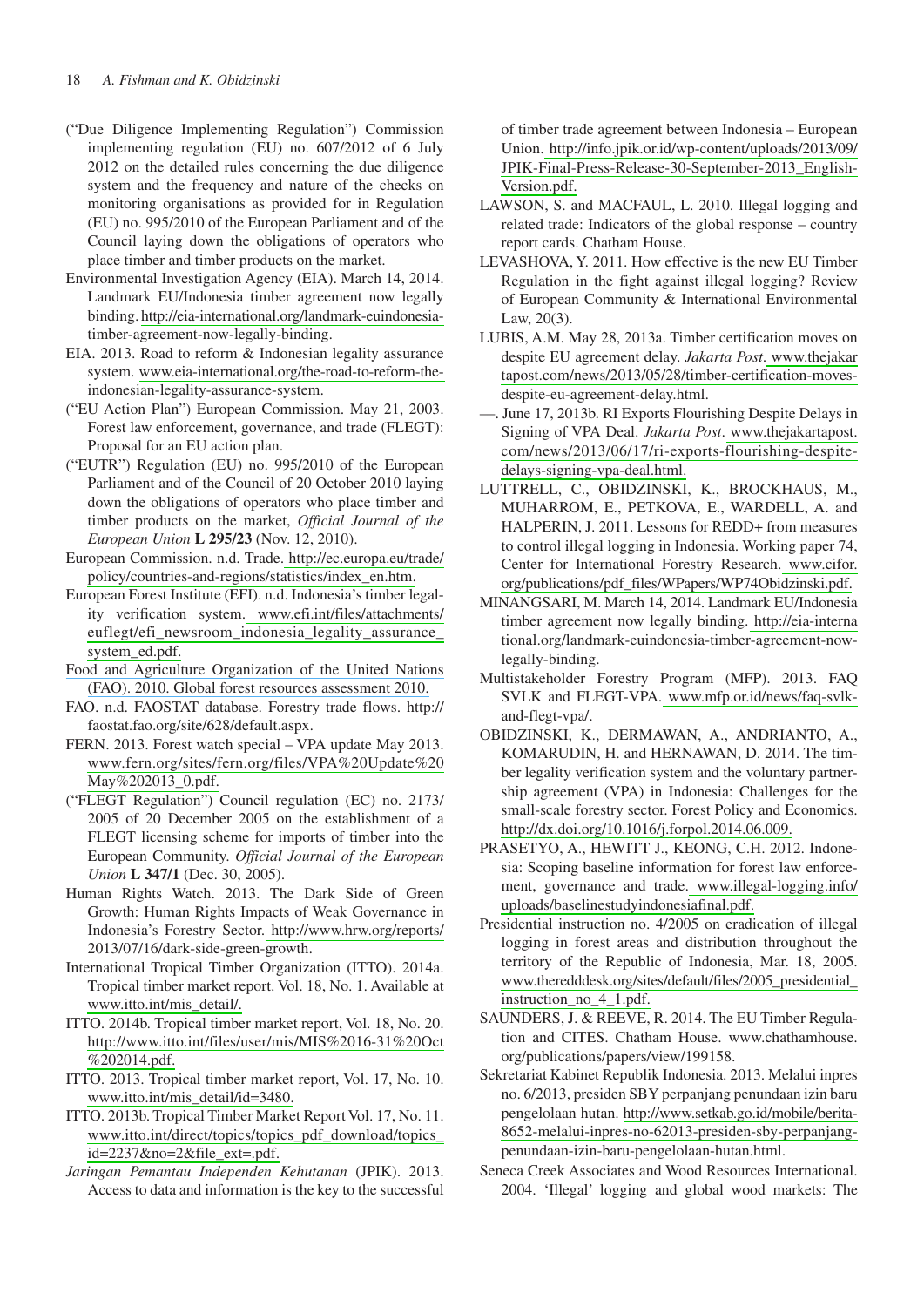("Due Diligence Implementing Regulation") Commission implementing regulation (EU) no. 607/2012 of 6 July 2012 on the detailed rules concerning the due diligence system and the frequency and nature of the checks on monitoring organisations as provided for in Regulation (EU) no. 995/2010 of the European Parliament and of the Council laying down the obligations of operators who place timber and timber products on the market.

Environmental Investigation Agency (EIA). March 14, 2014. Landmark EU/Indonesia timber agreement now legally binding. http://eia-international.org/landmark-euindonesia-timber-agreement-now-legally-binding.

EIA. 2013. Road to reform & Indonesian legality assurance system. www.eia-international.org/the-road-to-reform-the-indonesian-legality-assurance-system.

("EU Action Plan") European Commission. May 21, 2003. Forest law enforcement, governance, and trade (FLEGT): Proposal for an EU action plan.

("EUTR") Regulation (EU) no. 995/2010 of the European Parliament and of the Council of 20 October 2010 laying down the obligations of operators who place timber and timber products on the market, *Official Journal of the European Union* **L 295/23** (Nov. 12, 2010).

European Commission. n.d. Trade. http://ec.europa.eu/trade/policy/countries-and-regions/statistics/index_en.htm.

European Forest Institute (EFI). n.d. Indonesia's timber legality verification system. www.efi.int/files/attachments/euflegt/efi_newsroom_indonesia_legality_assurance_system_ed.pdf.

Food and Agriculture Organization of the United Nations (FAO). 2010. Global forest resources assessment 2010.

FAO. n.d. FAOSTAT database. Forestry trade flows. http://faostat.fao.org/site/628/default.aspx.

FERN. 2013. Forest watch special – VPA update May 2013. www.fern.org/sites/fern.org/files/VPA%20Update%20May%202013_0.pdf.

("FLEGT Regulation") Council regulation (EC) no. 2173/2005 of 20 December 2005 on the establishment of a FLEGT licensing scheme for imports of timber into the European Community. *Official Journal of the European Union* **L 347/1** (Dec. 30, 2005).

Human Rights Watch. 2013. The Dark Side of Green Growth: Human Rights Impacts of Weak Governance in Indonesia's Forestry Sector. http://www.hrw.org/reports/2013/07/16/dark-side-green-growth.

International Tropical Timber Organization (ITTO). 2014a. Tropical timber market report. Vol. 18, No. 1. Available at www.itto.int/mis_detail/.

ITTO. 2014b. Tropical timber market report, Vol. 18, No. 20. http://www.itto.int/files/user/mis/MIS%2016-31%20Oct%202014.pdf.

ITTO. 2013. Tropical timber market report, Vol. 17, No. 10. www.itto.int/mis_detail/id=3480.

ITTO. 2013b. Tropical Timber Market Report Vol. 17, No. 11. www.itto.int/direct/topics/topics_pdf_download/topics_id=2237&no=2&file_ext=.pdf.

*Jaringan Pemantau Independen Kehutanan* (JPIK). 2013. Access to data and information is the key to the successful of timber trade agreement between Indonesia – European Union. http://info.jpik.or.id/wp-content/uploads/2013/09/JPIK-Final-Press-Release-30-September-2013_English-Version.pdf.

LAWSON, S. and MACFAUL, L. 2010. Illegal logging and related trade: Indicators of the global response – country report cards. Chatham House.

LEVASHOVA, Y. 2011. How effective is the new EU Timber Regulation in the fight against illegal logging? Review of European Community & International Environmental Law, 20(3).

LUBIS, A.M. May 28, 2013a. Timber certification moves on despite EU agreement delay. *Jakarta Post*. www.thejakartapost.com/news/2013/05/28/timber-certification-moves-despite-eu-agreement-delay.html.

—. June 17, 2013b. RI Exports Flourishing Despite Delays in Signing of VPA Deal. *Jakarta Post*. www.thejakartapost.com/news/2013/06/17/ri-exports-flourishing-despite-delays-signing-vpa-deal.html.

LUTTRELL, C., OBIDZINSKI, K., BROCKHAUS, M., MUHARROM, E., PETKOVA, E., WARDELL, A. and HALPERIN, J. 2011. Lessons for REDD+ from measures to control illegal logging in Indonesia. Working paper 74, Center for International Forestry Research. www.cifor.org/publications/pdf_files/WPapers/WP74Obidzinski.pdf.

MINANGSARI, M. March 14, 2014. Landmark EU/Indonesia timber agreement now legally binding. http://eia-international.org/landmark-euindonesia-timber-agreement-now-legally-binding.

Multistakeholder Forestry Program (MFP). 2013. FAQ SVLK and FLEGT-VPA. www.mfp.or.id/news/faq-svlk-and-flegt-vpa/.

OBIDZINSKI, K., DERMAWAN, A., ANDRIANTO, A., KOMARUDIN, H. and HERNAWAN, D. 2014. The timber legality verification system and the voluntary partnership agreement (VPA) in Indonesia: Challenges for the small-scale forestry sector. Forest Policy and Economics. http://dx.doi.org/10.1016/j.forpol.2014.06.009.

PRASETYO, A., HEWITT J., KEONG, C.H. 2012. Indonesia: Scoping baseline information for forest law enforcement, governance and trade. www.illegal-logging.info/uploads/baselinestudyindonesiafinal.pdf.

Presidential instruction no. 4/2005 on eradication of illegal logging in forest areas and distribution throughout the territory of the Republic of Indonesia, Mar. 18, 2005. www.theredddesk.org/sites/default/files/2005_presidential_instruction_no_4_1.pdf.

SAUNDERS, J. & REEVE, R. 2014. The EU Timber Regulation and CITES. Chatham House. www.chathamhouse.org/publications/papers/view/199158.

Sekretariat Kabinet Republik Indonesia. 2013. Melalui inpres no. 6/2013, presiden SBY perpanjang penundaan izin baru pengelolaan hutan. http://www.setkab.go.id/mobile/berita-8652-melalui-inpres-no-62013-presiden-sby-perpanjang-penundaan-izin-baru-pengelolaan-hutan.html.

Seneca Creek Associates and Wood Resources International. 2004. 'Illegal' logging and global wood markets: The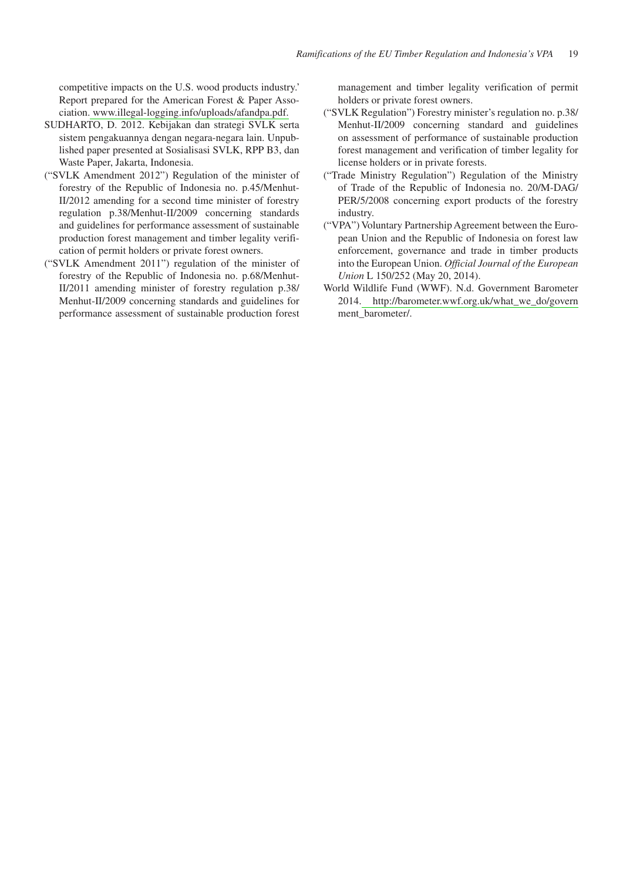competitive impacts on the U.S. wood products industry.' Report prepared for the American Forest & Paper Association. www.illegal-logging.info/uploads/afandpa.pdf.

SUDHARTO, D. 2012. Kebijakan dan strategi SVLK serta sistem pengakuannya dengan negara-negara lain. Unpublished paper presented at Sosialisasi SVLK, RPP B3, dan Waste Paper, Jakarta, Indonesia.

("SVLK Amendment 2012") Regulation of the minister of forestry of the Republic of Indonesia no. p.45/Menhut-II/2012 amending for a second time minister of forestry regulation p.38/Menhut-II/2009 concerning standards and guidelines for performance assessment of sustainable production forest management and timber legality verification of permit holders or private forest owners.

("SVLK Amendment 2011") regulation of the minister of forestry of the Republic of Indonesia no. p.68/Menhut-II/2011 amending minister of forestry regulation p.38/Menhut-II/2009 concerning standards and guidelines for performance assessment of sustainable production forest management and timber legality verification of permit holders or private forest owners.

("SVLK Regulation") Forestry minister's regulation no. p.38/Menhut-II/2009 concerning standard and guidelines on assessment of performance of sustainable production forest management and verification of timber legality for license holders or in private forests.

("Trade Ministry Regulation") Regulation of the Ministry of Trade of the Republic of Indonesia no. 20/M-DAG/PER/5/2008 concerning export products of the forestry industry.

("VPA") Voluntary Partnership Agreement between the European Union and the Republic of Indonesia on forest law enforcement, governance and trade in timber products into the European Union. *Official Journal of the European Union* L 150/252 (May 20, 2014).

World Wildlife Fund (WWF). N.d. Government Barometer 2014. http://barometer.wwf.org.uk/what_we_do/government_barometer/.